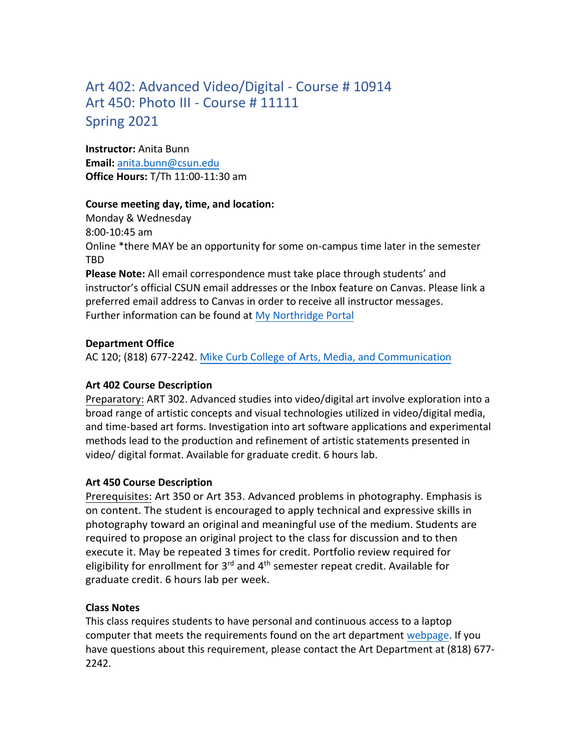# Art 402: Advanced Video/Digital - Course # 10914
# Art 450: Photo III - Course # 11111
# Spring 2021

**Instructor:** Anita Bunn
**Email:** [anita.bunn@csun.edu](mailto:anita.bunn@csun.edu)
**Office Hours:** T/Th 11:00-11:30 am

**Course meeting day, time, and location:**
Monday & Wednesday
8:00-10:45 am
Online *there MAY be an opportunity for some on-campus time later in the semester TBD

**Please Note:** All email correspondence must take place through students' and instructor's official CSUN email addresses or the Inbox feature on Canvas. Please link a preferred email address to Canvas in order to receive all instructor messages. Further information can be found at My Northridge Portal

**Department Office**
AC 120; (818) 677-2242. Mike Curb College of Arts, Media, and Communication

**Art 402 Course Description**
Preparatory: ART 302. Advanced studies into video/digital art involve exploration into a broad range of artistic concepts and visual technologies utilized in video/digital media, and time-based art forms. Investigation into art software applications and experimental methods lead to the production and refinement of artistic statements presented in video/ digital format. Available for graduate credit. 6 hours lab.

**Art 450 Course Description**
Prerequisites: Art 350 or Art 353. Advanced problems in photography. Emphasis is on content. The student is encouraged to apply technical and expressive skills in photography toward an original and meaningful use of the medium. Students are required to propose an original project to the class for discussion and to then execute it. May be repeated 3 times for credit. Portfolio review required for eligibility for enrollment for 3rd and 4th semester repeat credit. Available for graduate credit. 6 hours lab per week.

**Class Notes**
This class requires students to have personal and continuous access to a laptop computer that meets the requirements found on the art department webpage. If you have questions about this requirement, please contact the Art Department at (818) 677-2242.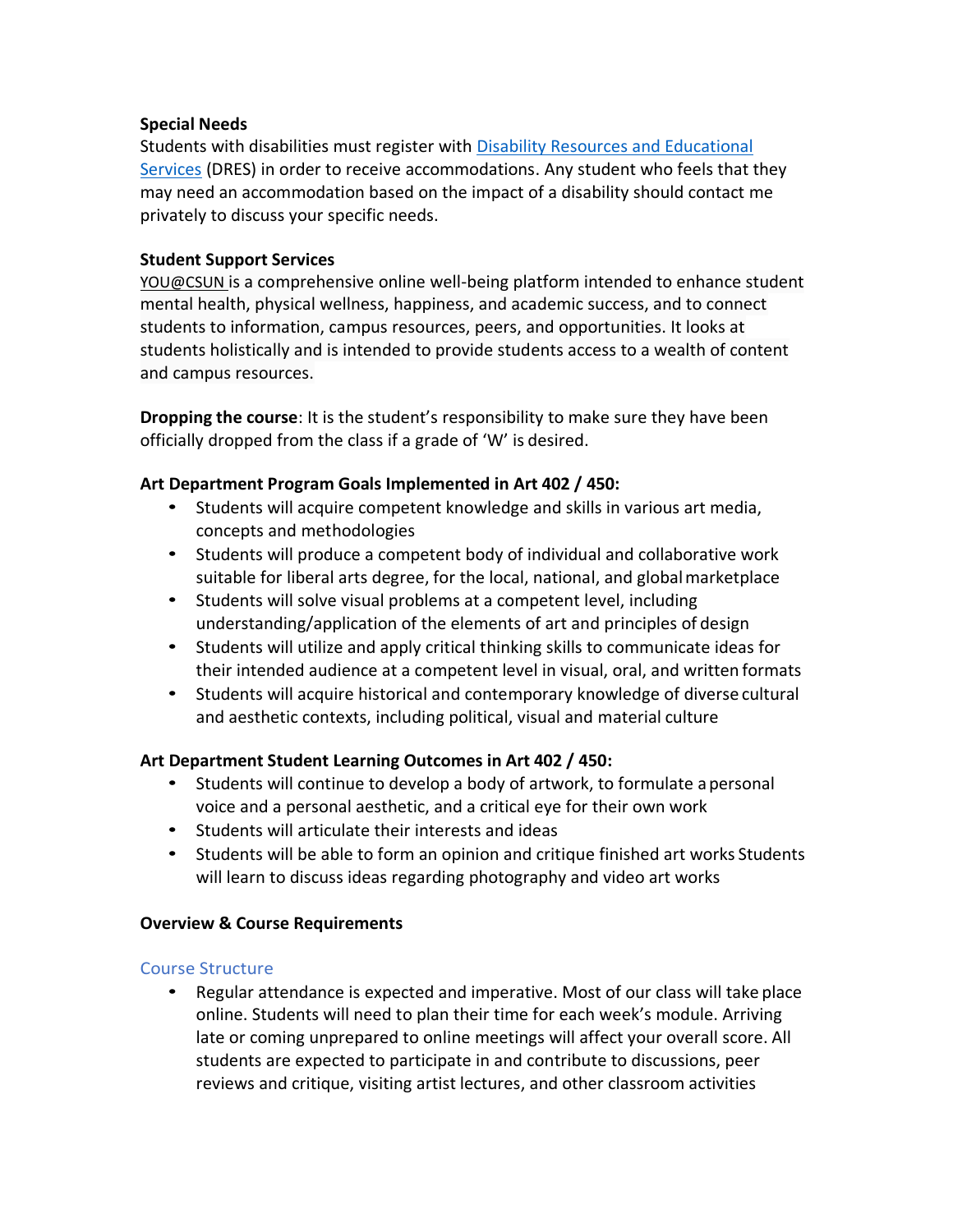**Special Needs**
Students with disabilities must register with [Disability Resources and Educational Services](#) (DRES) in order to receive accommodations. Any student who feels that they may need an accommodation based on the impact of a disability should contact me privately to discuss your specific needs.

**Student Support Services**
YOU@CSUN is a comprehensive online well-being platform intended to enhance student mental health, physical wellness, happiness, and academic success, and to connect students to information, campus resources, peers, and opportunities. It looks at students holistically and is intended to provide students access to a wealth of content and campus resources.

**Dropping the course**: It is the student's responsibility to make sure they have been officially dropped from the class if a grade of 'W' is desired.

**Art Department Program Goals Implemented in Art 402 / 450:**

- Students will acquire competent knowledge and skills in various art media, concepts and methodologies
- Students will produce a competent body of individual and collaborative work suitable for liberal arts degree, for the local, national, and global marketplace
- Students will solve visual problems at a competent level, including understanding/application of the elements of art and principles of design
- Students will utilize and apply critical thinking skills to communicate ideas for their intended audience at a competent level in visual, oral, and written formats
- Students will acquire historical and contemporary knowledge of diverse cultural and aesthetic contexts, including political, visual and material culture

**Art Department Student Learning Outcomes in Art 402 / 450:**

- Students will continue to develop a body of artwork, to formulate a personal voice and a personal aesthetic, and a critical eye for their own work
- Students will articulate their interests and ideas
- Students will be able to form an opinion and critique finished art works Students will learn to discuss ideas regarding photography and video art works

**Overview & Course Requirements**

### Course Structure

- Regular attendance is expected and imperative. Most of our class will take place online. Students will need to plan their time for each week's module. Arriving late or coming unprepared to online meetings will affect your overall score. All students are expected to participate in and contribute to discussions, peer reviews and critique, visiting artist lectures, and other classroom activities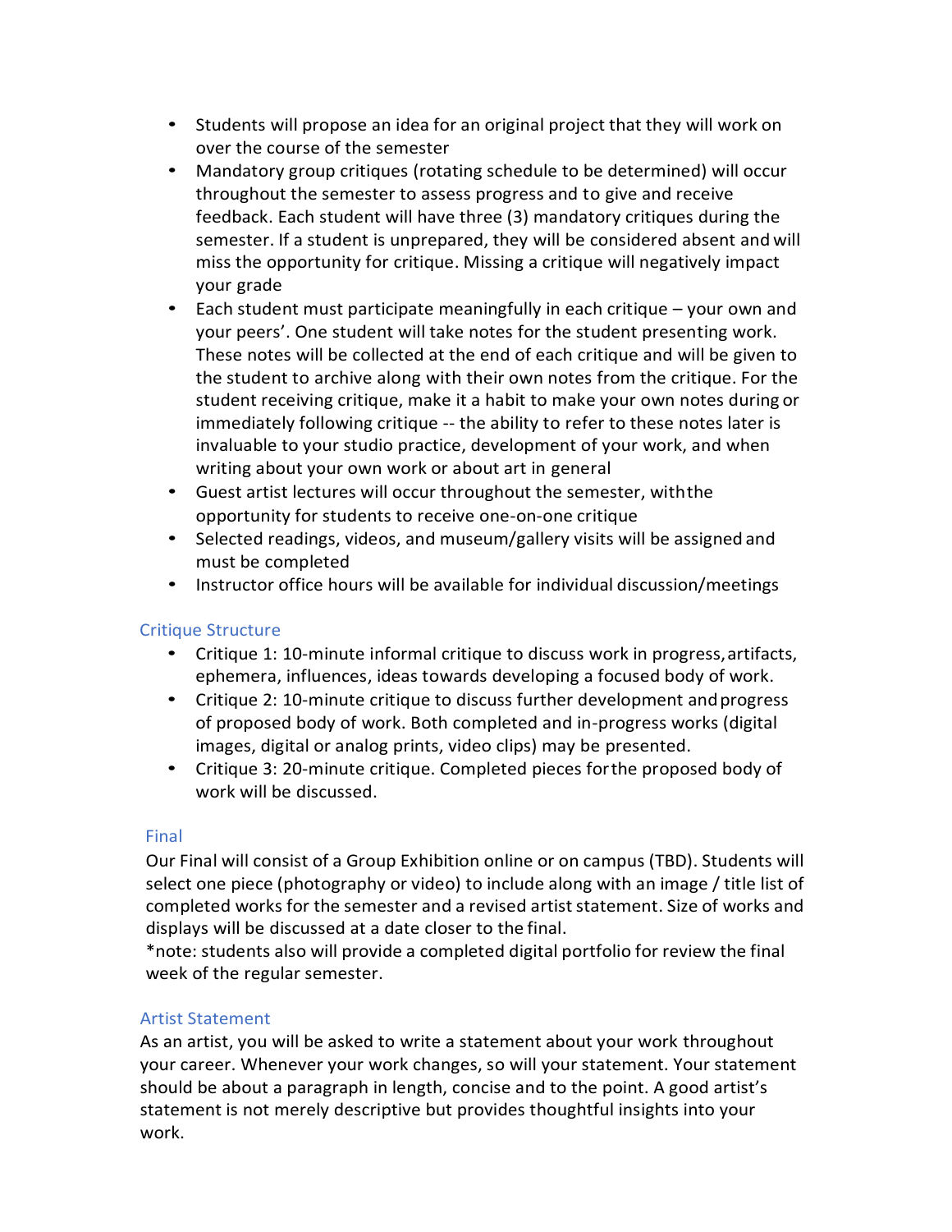- Students will propose an idea for an original project that they will work on over the course of the semester
- Mandatory group critiques (rotating schedule to be determined) will occur throughout the semester to assess progress and to give and receive feedback. Each student will have three (3) mandatory critiques during the semester. If a student is unprepared, they will be considered absent and will miss the opportunity for critique. Missing a critique will negatively impact your grade
- Each student must participate meaningfully in each critique – your own and your peers'. One student will take notes for the student presenting work. These notes will be collected at the end of each critique and will be given to the student to archive along with their own notes from the critique. For the student receiving critique, make it a habit to make your own notes during or immediately following critique -- the ability to refer to these notes later is invaluable to your studio practice, development of your work, and when writing about your own work or about art in general
- Guest artist lectures will occur throughout the semester, with the opportunity for students to receive one-on-one critique
- Selected readings, videos, and museum/gallery visits will be assigned and must be completed
- Instructor office hours will be available for individual discussion/meetings

## Critique Structure

- Critique 1: 10-minute informal critique to discuss work in progress, artifacts, ephemera, influences, ideas towards developing a focused body of work.
- Critique 2: 10-minute critique to discuss further development and progress of proposed body of work. Both completed and in-progress works (digital images, digital or analog prints, video clips) may be presented.
- Critique 3: 20-minute critique. Completed pieces for the proposed body of work will be discussed.

## Final

Our Final will consist of a Group Exhibition online or on campus (TBD). Students will select one piece (photography or video) to include along with an image / title list of completed works for the semester and a revised artist statement. Size of works and displays will be discussed at a date closer to the final.
*note: students also will provide a completed digital portfolio for review the final week of the regular semester.

## Artist Statement

As an artist, you will be asked to write a statement about your work throughout your career. Whenever your work changes, so will your statement. Your statement should be about a paragraph in length, concise and to the point. A good artist's statement is not merely descriptive but provides thoughtful insights into your work.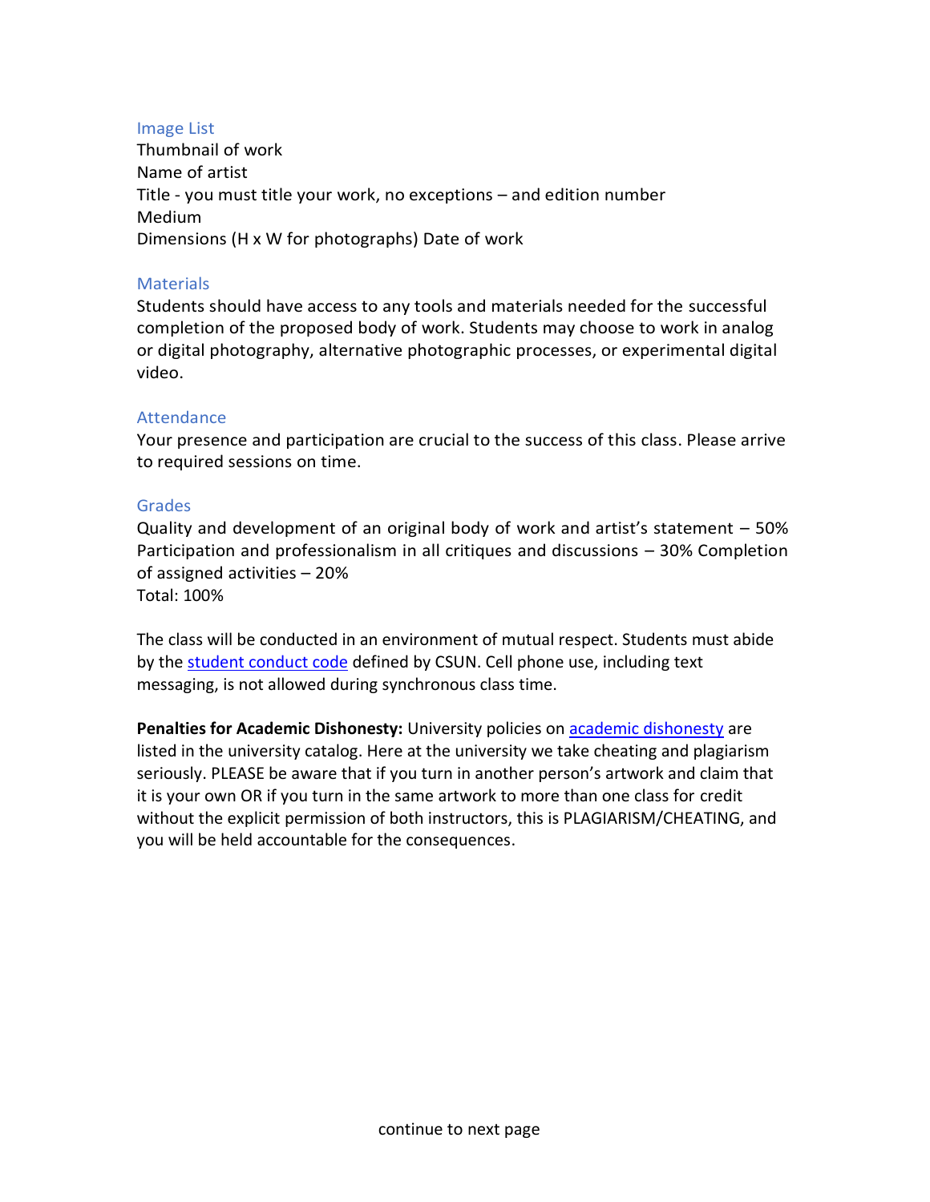### Image List

Thumbnail of work
Name of artist
Title - you must title your work, no exceptions – and edition number
Medium
Dimensions (H x W for photographs) Date of work

### Materials

Students should have access to any tools and materials needed for the successful completion of the proposed body of work. Students may choose to work in analog or digital photography, alternative photographic processes, or experimental digital video.

### Attendance

Your presence and participation are crucial to the success of this class. Please arrive to required sessions on time.

### Grades

Quality and development of an original body of work and artist's statement – 50%
Participation and professionalism in all critiques and discussions – 30% Completion of assigned activities – 20%
Total: 100%

The class will be conducted in an environment of mutual respect. Students must abide by the [student conduct code]() defined by CSUN. Cell phone use, including text messaging, is not allowed during synchronous class time.

**Penalties for Academic Dishonesty:** University policies on [academic dishonesty]() are listed in the university catalog. Here at the university we take cheating and plagiarism seriously. PLEASE be aware that if you turn in another person's artwork and claim that it is your own OR if you turn in the same artwork to more than one class for credit without the explicit permission of both instructors, this is PLAGIARISM/CHEATING, and you will be held accountable for the consequences.

continue to next page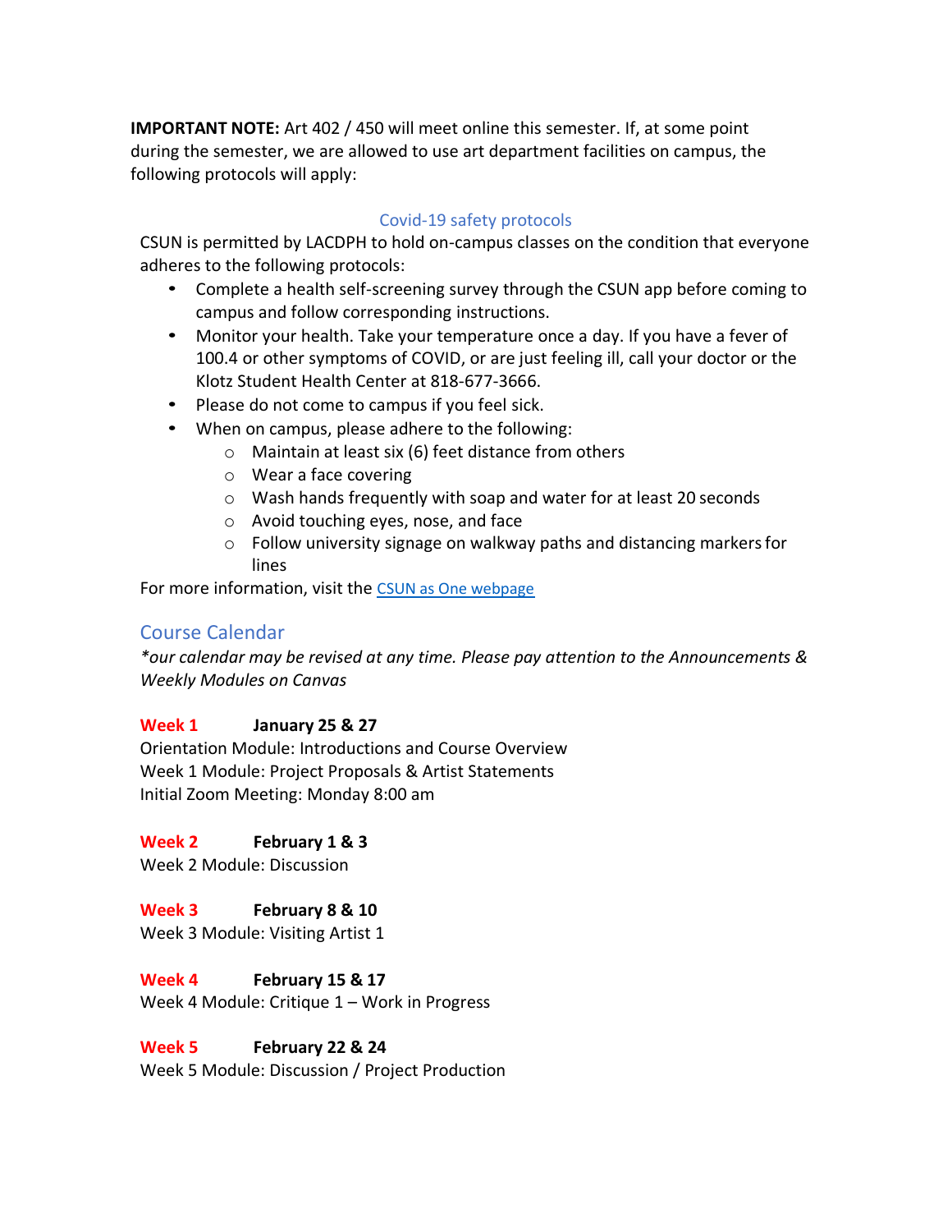**IMPORTANT NOTE:** Art 402 / 450 will meet online this semester. If, at some point during the semester, we are allowed to use art department facilities on campus, the following protocols will apply:

### Covid-19 safety protocols

CSUN is permitted by LACDPH to hold on-campus classes on the condition that everyone adheres to the following protocols:

- Complete a health self-screening survey through the CSUN app before coming to campus and follow corresponding instructions.
- Monitor your health. Take your temperature once a day. If you have a fever of 100.4 or other symptoms of COVID, or are just feeling ill, call your doctor or the Klotz Student Health Center at 818-677-3666.
- Please do not come to campus if you feel sick.
- When on campus, please adhere to the following:
  - Maintain at least six (6) feet distance from others
  - Wear a face covering
  - Wash hands frequently with soap and water for at least 20 seconds
  - Avoid touching eyes, nose, and face
  - Follow university signage on walkway paths and distancing markers for lines

For more information, visit the CSUN as One webpage

## Course Calendar

*\*our calendar may be revised at any time. Please pay attention to the Announcements & Weekly Modules on Canvas*

**Week 1** **January 25 & 27**
Orientation Module: Introductions and Course Overview
Week 1 Module: Project Proposals & Artist Statements
Initial Zoom Meeting: Monday 8:00 am

**Week 2** **February 1 & 3**
Week 2 Module: Discussion

**Week 3** **February 8 & 10**
Week 3 Module: Visiting Artist 1

**Week 4** **February 15 & 17**
Week 4 Module: Critique 1 – Work in Progress

**Week 5** **February 22 & 24**
Week 5 Module: Discussion / Project Production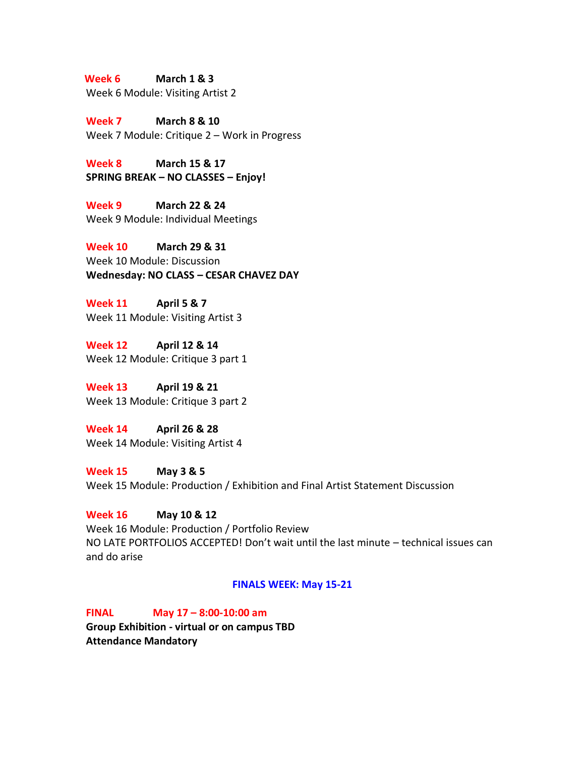**Week 6** **March 1 & 3**
Week 6 Module: Visiting Artist 2

**Week 7** **March 8 & 10**
Week 7 Module: Critique 2 – Work in Progress

**Week 8** **March 15 & 17**
**SPRING BREAK – NO CLASSES – Enjoy!**

**Week 9** **March 22 & 24**
Week 9 Module: Individual Meetings

**Week 10** **March 29 & 31**
Week 10 Module: Discussion
**Wednesday: NO CLASS – CESAR CHAVEZ DAY**

**Week 11** **April 5 & 7**
Week 11 Module: Visiting Artist 3

**Week 12** **April 12 & 14**
Week 12 Module: Critique 3 part 1

**Week 13** **April 19 & 21**
Week 13 Module: Critique 3 part 2

**Week 14** **April 26 & 28**
Week 14 Module: Visiting Artist 4

**Week 15** **May 3 & 5**
Week 15 Module: Production / Exhibition and Final Artist Statement Discussion

**Week 16** **May 10 & 12**
Week 16 Module: Production / Portfolio Review
NO LATE PORTFOLIOS ACCEPTED! Don't wait until the last minute – technical issues can and do arise

**FINALS WEEK: May 15-21**

**FINAL** **May 17 – 8:00-10:00 am**
**Group Exhibition - virtual or on campus TBD**
**Attendance Mandatory**